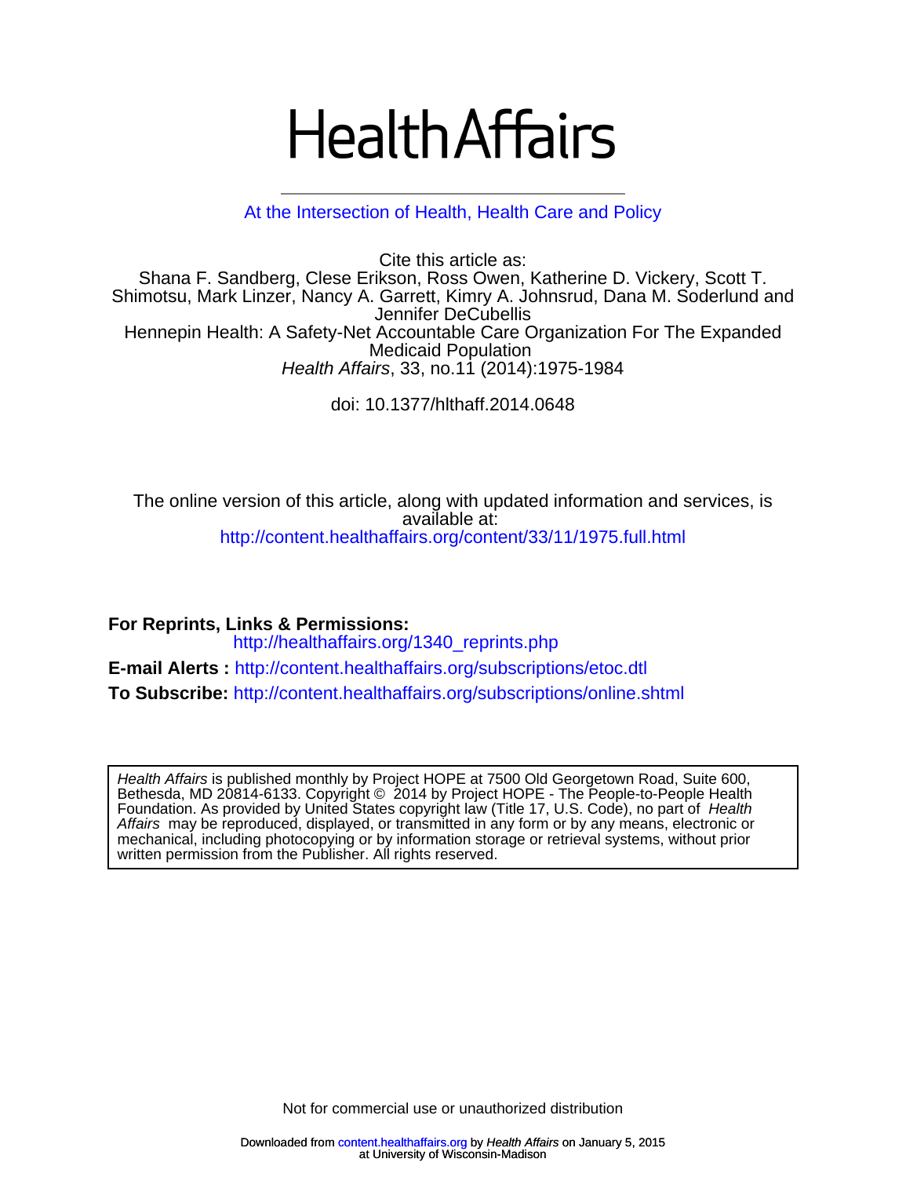# HealthAffairs

At the Intersection of Health, Health Care and Policy

Cite this article as:
Shana F. Sandberg, Clese Erikson, Ross Owen, Katherine D. Vickery, Scott T. Shimotsu, Mark Linzer, Nancy A. Garrett, Kimry A. Johnsrud, Dana M. Soderlund and Jennifer DeCubellis
Hennepin Health: A Safety-Net Accountable Care Organization For The Expanded Medicaid Population
*Health Affairs*, 33, no.11 (2014):1975-1984

doi: 10.1377/hlthaff.2014.0648

The online version of this article, along with updated information and services, is available at:
http://content.healthaffairs.org/content/33/11/1975.full.html

**For Reprints, Links & Permissions:**
http://healthaffairs.org/1340_reprints.php

**E-mail Alerts :** http://content.healthaffairs.org/subscriptions/etoc.dtl

**To Subscribe:** http://content.healthaffairs.org/subscriptions/online.shtml

*Health Affairs* is published monthly by Project HOPE at 7500 Old Georgetown Road, Suite 600, Bethesda, MD 20814-6133. Copyright © 2014 by Project HOPE - The People-to-People Health Foundation. As provided by United States copyright law (Title 17, U.S. Code), no part of *Health Affairs* may be reproduced, displayed, or transmitted in any form or by any means, electronic or mechanical, including photocopying or by information storage or retrieval systems, without prior written permission from the Publisher. All rights reserved.

Not for commercial use or unauthorized distribution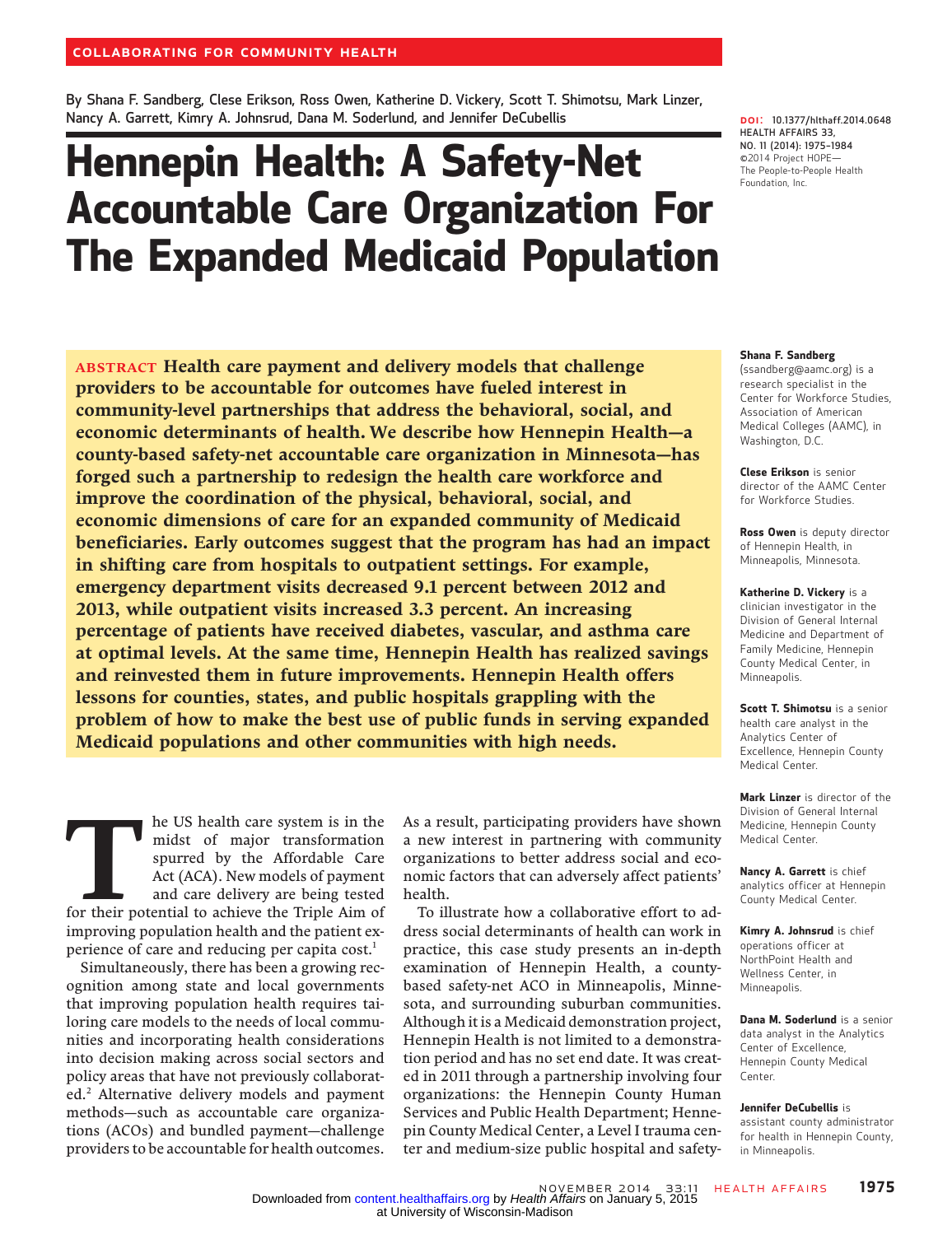COLLABORATING FOR COMMUNITY HEALTH

By Shana F. Sandberg, Clese Erikson, Ross Owen, Katherine D. Vickery, Scott T. Shimotsu, Mark Linzer, Nancy A. Garrett, Kimry A. Johnsrud, Dana M. Soderlund, and Jennifer DeCubellis

DOI: 10.1377/hlthaff.2014.0648
HEALTH AFFAIRS 33, NO. 11 (2014): 1975–1984
©2014 Project HOPE— The People-to-People Health Foundation, Inc.

# Hennepin Health: A Safety-Net Accountable Care Organization For The Expanded Medicaid Population

**ABSTRACT Health care payment and delivery models that challenge providers to be accountable for outcomes have fueled interest in community-level partnerships that address the behavioral, social, and economic determinants of health. We describe how Hennepin Health—a county-based safety-net accountable care organization in Minnesota—has forged such a partnership to redesign the health care workforce and improve the coordination of the physical, behavioral, social, and economic dimensions of care for an expanded community of Medicaid beneficiaries. Early outcomes suggest that the program has had an impact in shifting care from hospitals to outpatient settings. For example, emergency department visits decreased 9.1 percent between 2012 and 2013, while outpatient visits increased 3.3 percent. An increasing percentage of patients have received diabetes, vascular, and asthma care at optimal levels. At the same time, Hennepin Health has realized savings and reinvested them in future improvements. Hennepin Health offers lessons for counties, states, and public hospitals grappling with the problem of how to make the best use of public funds in serving expanded Medicaid populations and other communities with high needs.**

The US health care system is in the midst of major transformation spurred by the Affordable Care Act (ACA). New models of payment and care delivery are being tested for their potential to achieve the Triple Aim of improving population health and the patient experience of care and reducing per capita cost.[1]

Simultaneously, there has been a growing recognition among state and local governments that improving population health requires tailoring care models to the needs of local communities and incorporating health considerations into decision making across social sectors and policy areas that have not previously collaborated.[2] Alternative delivery models and payment methods—such as accountable care organizations (ACOs) and bundled payment—challenge providers to be accountable for health outcomes. As a result, participating providers have shown a new interest in partnering with community organizations to better address social and economic factors that can adversely affect patients' health.

To illustrate how a collaborative effort to address social determinants of health can work in practice, this case study presents an in-depth examination of Hennepin Health, a county-based safety-net ACO in Minneapolis, Minnesota, and surrounding suburban communities. Although it is a Medicaid demonstration project, Hennepin Health is not limited to a demonstration period and has no set end date. It was created in 2011 through a partnership involving four organizations: the Hennepin County Human Services and Public Health Department; Hennepin County Medical Center, a Level I trauma center and medium-size public hospital and safety-

**Shana F. Sandberg** (ssandberg@aamc.org) is a research specialist in the Center for Workforce Studies, Association of American Medical Colleges (AAMC), in Washington, D.C.

**Clese Erikson** is senior director of the AAMC Center for Workforce Studies.

**Ross Owen** is deputy director of Hennepin Health, in Minneapolis, Minnesota.

**Katherine D. Vickery** is a clinician investigator in the Division of General Internal Medicine and Department of Family Medicine, Hennepin County Medical Center, in Minneapolis.

**Scott T. Shimotsu** is a senior health care analyst in the Analytics Center of Excellence, Hennepin County Medical Center.

**Mark Linzer** is director of the Division of General Internal Medicine, Hennepin County Medical Center.

**Nancy A. Garrett** is chief analytics officer at Hennepin County Medical Center.

**Kimry A. Johnsrud** is chief operations officer at NorthPoint Health and Wellness Center, in Minneapolis.

**Dana M. Soderlund** is a senior data analyst in the Analytics Center of Excellence, Hennepin County Medical Center.

**Jennifer DeCubellis** is assistant county administrator for health in Hennepin County, in Minneapolis.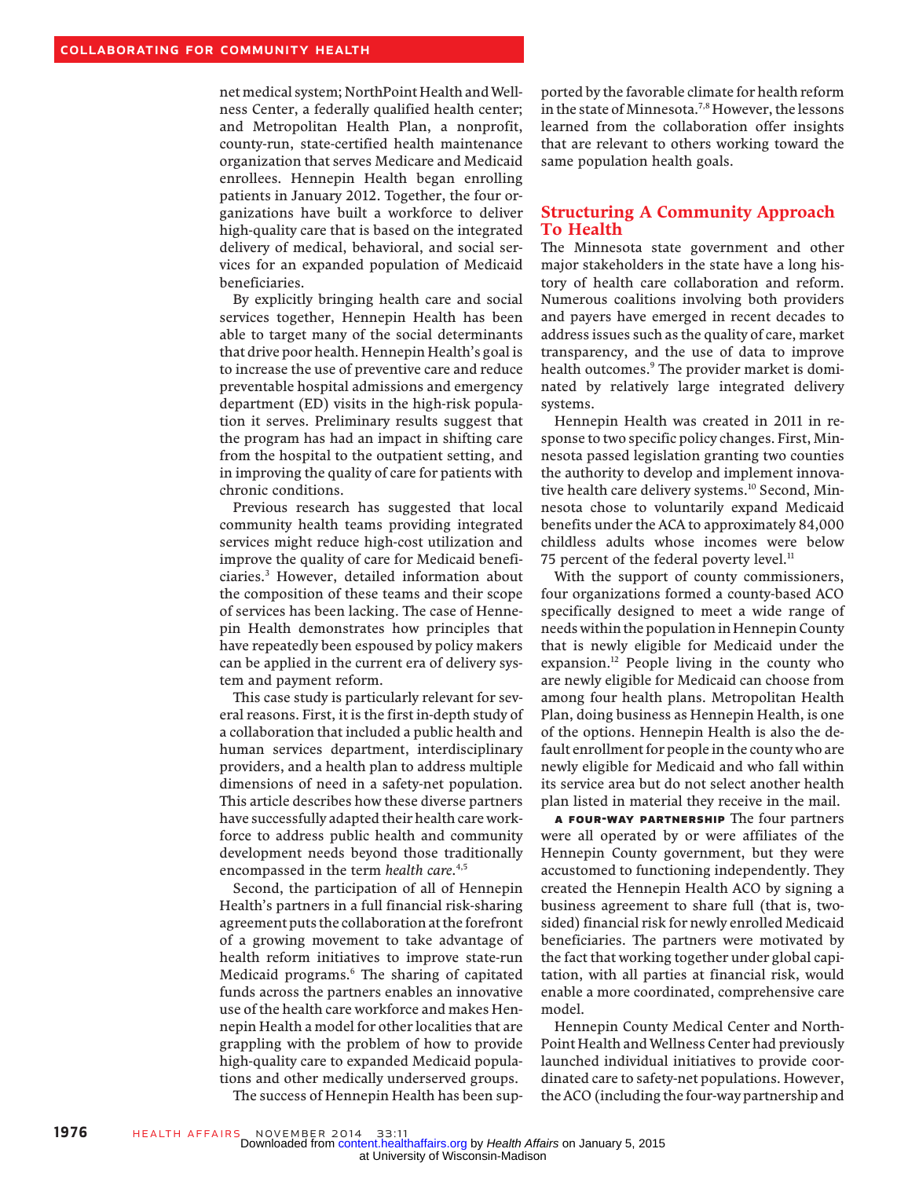net medical system; NorthPoint Health and Wellness Center, a federally qualified health center; and Metropolitan Health Plan, a nonprofit, county-run, state-certified health maintenance organization that serves Medicare and Medicaid enrollees. Hennepin Health began enrolling patients in January 2012. Together, the four organizations have built a workforce to deliver high-quality care that is based on the integrated delivery of medical, behavioral, and social services for an expanded population of Medicaid beneficiaries.

By explicitly bringing health care and social services together, Hennepin Health has been able to target many of the social determinants that drive poor health. Hennepin Health's goal is to increase the use of preventive care and reduce preventable hospital admissions and emergency department (ED) visits in the high-risk population it serves. Preliminary results suggest that the program has had an impact in shifting care from the hospital to the outpatient setting, and in improving the quality of care for patients with chronic conditions.

Previous research has suggested that local community health teams providing integrated services might reduce high-cost utilization and improve the quality of care for Medicaid beneficiaries.[3] However, detailed information about the composition of these teams and their scope of services has been lacking. The case of Hennepin Health demonstrates how principles that have repeatedly been espoused by policy makers can be applied in the current era of delivery system and payment reform.

This case study is particularly relevant for several reasons. First, it is the first in-depth study of a collaboration that included a public health and human services department, interdisciplinary providers, and a health plan to address multiple dimensions of need in a safety-net population. This article describes how these diverse partners have successfully adapted their health care workforce to address public health and community development needs beyond those traditionally encompassed in the term *health care*.[4,5]

Second, the participation of all of Hennepin Health's partners in a full financial risk-sharing agreement puts the collaboration at the forefront of a growing movement to take advantage of health reform initiatives to improve state-run Medicaid programs.[6] The sharing of capitated funds across the partners enables an innovative use of the health care workforce and makes Hennepin Health a model for other localities that are grappling with the problem of how to provide high-quality care to expanded Medicaid populations and other medically underserved groups.

The success of Hennepin Health has been supported by the favorable climate for health reform in the state of Minnesota.[7,8] However, the lessons learned from the collaboration offer insights that are relevant to others working toward the same population health goals.

## Structuring A Community Approach To Health

The Minnesota state government and other major stakeholders in the state have a long history of health care collaboration and reform. Numerous coalitions involving both providers and payers have emerged in recent decades to address issues such as the quality of care, market transparency, and the use of data to improve health outcomes.[9] The provider market is dominated by relatively large integrated delivery systems.

Hennepin Health was created in 2011 in response to two specific policy changes. First, Minnesota passed legislation granting two counties the authority to develop and implement innovative health care delivery systems.[10] Second, Minnesota chose to voluntarily expand Medicaid benefits under the ACA to approximately 84,000 childless adults whose incomes were below 75 percent of the federal poverty level.[11]

With the support of county commissioners, four organizations formed a county-based ACO specifically designed to meet a wide range of needs within the population in Hennepin County that is newly eligible for Medicaid under the expansion.[12] People living in the county who are newly eligible for Medicaid can choose from among four health plans. Metropolitan Health Plan, doing business as Hennepin Health, is one of the options. Hennepin Health is also the default enrollment for people in the county who are newly eligible for Medicaid and who fall within its service area but do not select another health plan listed in material they receive in the mail.

**A Four-Way Partnership** The four partners were all operated by or were affiliates of the Hennepin County government, but they were accustomed to functioning independently. They created the Hennepin Health ACO by signing a business agreement to share full (that is, two-sided) financial risk for newly enrolled Medicaid beneficiaries. The partners were motivated by the fact that working together under global capitation, with all parties at financial risk, would enable a more coordinated, comprehensive care model.

Hennepin County Medical Center and NorthPoint Health and Wellness Center had previously launched individual initiatives to provide coordinated care to safety-net populations. However, the ACO (including the four-way partnership and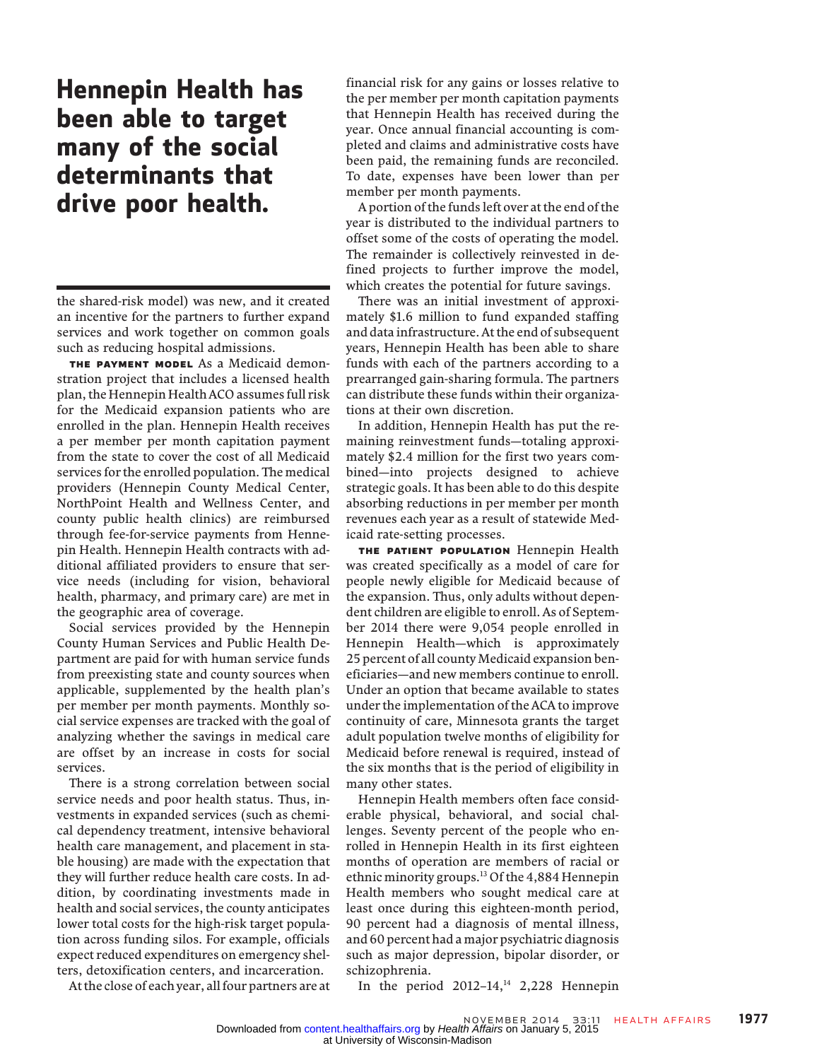**Hennepin Health has been able to target many of the social determinants that drive poor health.**

the shared-risk model) was new, and it created an incentive for the partners to further expand services and work together on common goals such as reducing hospital admissions.

**THE PAYMENT MODEL** As a Medicaid demonstration project that includes a licensed health plan, the Hennepin Health ACO assumes full risk for the Medicaid expansion patients who are enrolled in the plan. Hennepin Health receives a per member per month capitation payment from the state to cover the cost of all Medicaid services for the enrolled population. The medical providers (Hennepin County Medical Center, NorthPoint Health and Wellness Center, and county public health clinics) are reimbursed through fee-for-service payments from Hennepin Health. Hennepin Health contracts with additional affiliated providers to ensure that service needs (including for vision, behavioral health, pharmacy, and primary care) are met in the geographic area of coverage.

Social services provided by the Hennepin County Human Services and Public Health Department are paid for with human service funds from preexisting state and county sources when applicable, supplemented by the health plan's per member per month payments. Monthly social service expenses are tracked with the goal of analyzing whether the savings in medical care are offset by an increase in costs for social services.

There is a strong correlation between social service needs and poor health status. Thus, investments in expanded services (such as chemical dependency treatment, intensive behavioral health care management, and placement in stable housing) are made with the expectation that they will further reduce health care costs. In addition, by coordinating investments made in health and social services, the county anticipates lower total costs for the high-risk target population across funding silos. For example, officials expect reduced expenditures on emergency shelters, detoxification centers, and incarceration.

At the close of each year, all four partners are at financial risk for any gains or losses relative to the per member per month capitation payments that Hennepin Health has received during the year. Once annual financial accounting is completed and claims and administrative costs have been paid, the remaining funds are reconciled. To date, expenses have been lower than per member per month payments.

A portion of the funds left over at the end of the year is distributed to the individual partners to offset some of the costs of operating the model. The remainder is collectively reinvested in defined projects to further improve the model, which creates the potential for future savings.

There was an initial investment of approximately $1.6 million to fund expanded staffing and data infrastructure. At the end of subsequent years, Hennepin Health has been able to share funds with each of the partners according to a prearranged gain-sharing formula. The partners can distribute these funds within their organizations at their own discretion.

In addition, Hennepin Health has put the remaining reinvestment funds—totaling approximately $2.4 million for the first two years combined—into projects designed to achieve strategic goals. It has been able to do this despite absorbing reductions in per member per month revenues each year as a result of statewide Medicaid rate-setting processes.

**THE PATIENT POPULATION** Hennepin Health was created specifically as a model of care for people newly eligible for Medicaid because of the expansion. Thus, only adults without dependent children are eligible to enroll. As of September 2014 there were 9,054 people enrolled in Hennepin Health—which is approximately 25 percent of all county Medicaid expansion beneficiaries—and new members continue to enroll. Under an option that became available to states under the implementation of the ACA to improve continuity of care, Minnesota grants the target adult population twelve months of eligibility for Medicaid before renewal is required, instead of the six months that is the period of eligibility in many other states.

Hennepin Health members often face considerable physical, behavioral, and social challenges. Seventy percent of the people who enrolled in Hennepin Health in its first eighteen months of operation are members of racial or ethnic minority groups.[13] Of the 4,884 Hennepin Health members who sought medical care at least once during this eighteen-month period, 90 percent had a diagnosis of mental illness, and 60 percent had a major psychiatric diagnosis such as major depression, bipolar disorder, or schizophrenia.

In the period 2012–14,[14] 2,228 Hennepin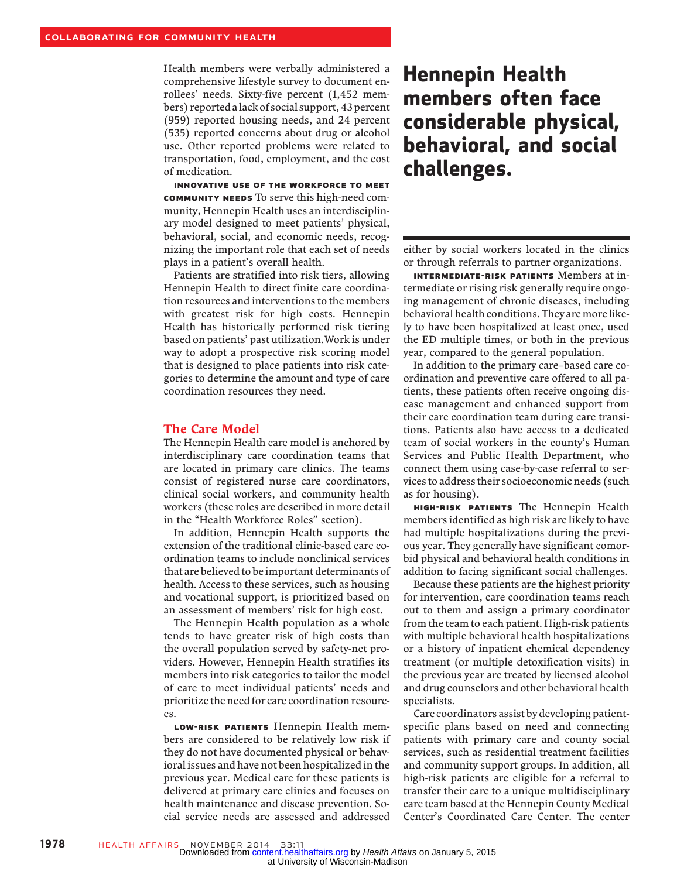Health members were verbally administered a comprehensive lifestyle survey to document enrollees' needs. Sixty-five percent (1,452 members) reported a lack of social support, 43 percent (959) reported housing needs, and 24 percent (535) reported concerns about drug or alcohol use. Other reported problems were related to transportation, food, employment, and the cost of medication.

**INNOVATIVE USE OF THE WORKFORCE TO MEET COMMUNITY NEEDS** To serve this high-need community, Hennepin Health uses an interdisciplinary model designed to meet patients' physical, behavioral, social, and economic needs, recognizing the important role that each set of needs plays in a patient's overall health.

Patients are stratified into risk tiers, allowing Hennepin Health to direct finite care coordination resources and interventions to the members with greatest risk for high costs. Hennepin Health has historically performed risk tiering based on patients' past utilization. Work is under way to adopt a prospective risk scoring model that is designed to place patients into risk categories to determine the amount and type of care coordination resources they need.

## The Care Model

The Hennepin Health care model is anchored by interdisciplinary care coordination teams that are located in primary care clinics. The teams consist of registered nurse care coordinators, clinical social workers, and community health workers (these roles are described in more detail in the "Health Workforce Roles" section).

In addition, Hennepin Health supports the extension of the traditional clinic-based care coordination teams to include nonclinical services that are believed to be important determinants of health. Access to these services, such as housing and vocational support, is prioritized based on an assessment of members' risk for high cost.

The Hennepin Health population as a whole tends to have greater risk of high costs than the overall population served by safety-net providers. However, Hennepin Health stratifies its members into risk categories to tailor the model of care to meet individual patients' needs and prioritize the need for care coordination resources.

**LOW-RISK PATIENTS** Hennepin Health members are considered to be relatively low risk if they do not have documented physical or behavioral issues and have not been hospitalized in the previous year. Medical care for these patients is delivered at primary care clinics and focuses on health maintenance and disease prevention. Social service needs are assessed and addressed either by social workers located in the clinics or through referrals to partner organizations.

**Hennepin Health members often face considerable physical, behavioral, and social challenges.**

**INTERMEDIATE-RISK PATIENTS** Members at intermediate or rising risk generally require ongoing management of chronic diseases, including behavioral health conditions. They are more likely to have been hospitalized at least once, used the ED multiple times, or both in the previous year, compared to the general population.

In addition to the primary care–based care coordination and preventive care offered to all patients, these patients often receive ongoing disease management and enhanced support from their care coordination team during care transitions. Patients also have access to a dedicated team of social workers in the county's Human Services and Public Health Department, who connect them using case-by-case referral to services to address their socioeconomic needs (such as for housing).

**HIGH-RISK PATIENTS** The Hennepin Health members identified as high risk are likely to have had multiple hospitalizations during the previous year. They generally have significant comorbid physical and behavioral health conditions in addition to facing significant social challenges.

Because these patients are the highest priority for intervention, care coordination teams reach out to them and assign a primary coordinator from the team to each patient. High-risk patients with multiple behavioral health hospitalizations or a history of inpatient chemical dependency treatment (or multiple detoxification visits) in the previous year are treated by licensed alcohol and drug counselors and other behavioral health specialists.

Care coordinators assist by developing patient-specific plans based on need and connecting patients with primary care and county social services, such as residential treatment facilities and community support groups. In addition, all high-risk patients are eligible for a referral to transfer their care to a unique multidisciplinary care team based at the Hennepin County Medical Center's Coordinated Care Center. The center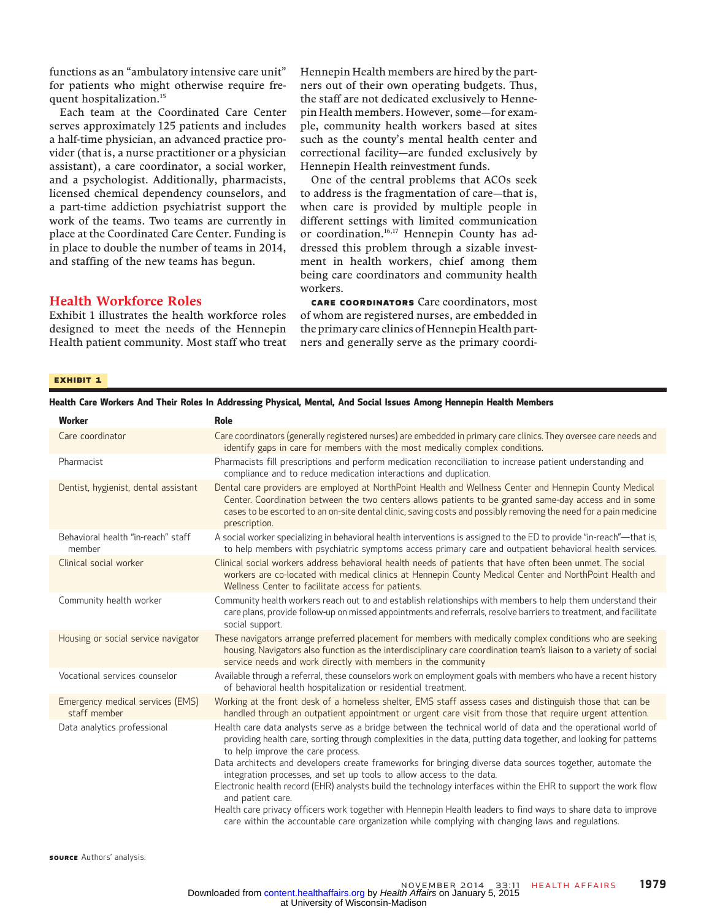functions as an "ambulatory intensive care unit" for patients who might otherwise require frequent hospitalization.[15]

Each team at the Coordinated Care Center serves approximately 125 patients and includes a half-time physician, an advanced practice provider (that is, a nurse practitioner or a physician assistant), a care coordinator, a social worker, and a psychologist. Additionally, pharmacists, licensed chemical dependency counselors, and a part-time addiction psychiatrist support the work of the teams. Two teams are currently in place at the Coordinated Care Center. Funding is in place to double the number of teams in 2014, and staffing of the new teams has begun.

## Health Workforce Roles

Exhibit 1 illustrates the health workforce roles designed to meet the needs of the Hennepin Health patient community. Most staff who treat Hennepin Health members are hired by the partners out of their own operating budgets. Thus, the staff are not dedicated exclusively to Hennepin Health members. However, some—for example, community health workers based at sites such as the county's mental health center and correctional facility—are funded exclusively by Hennepin Health reinvestment funds.

One of the central problems that ACOs seek to address is the fragmentation of care—that is, when care is provided by multiple people in different settings with limited communication or coordination.[16,17] Hennepin County has addressed this problem through a sizable investment in health workers, chief among them being care coordinators and community health workers.

**CARE COORDINATORS** Care coordinators, most of whom are registered nurses, are embedded in the primary care clinics of Hennepin Health partners and generally serve as the primary coordi-

**EXHIBIT 1**

**Health Care Workers And Their Roles In Addressing Physical, Mental, And Social Issues Among Hennepin Health Members**

| Worker | Role |
|---|---|
| Care coordinator | Care coordinators (generally registered nurses) are embedded in primary care clinics. They oversee care needs and identify gaps in care for members with the most medically complex conditions. |
| Pharmacist | Pharmacists fill prescriptions and perform medication reconciliation to increase patient understanding and compliance and to reduce medication interactions and duplication. |
| Dentist, hygienist, dental assistant | Dental care providers are employed at NorthPoint Health and Wellness Center and Hennepin County Medical Center. Coordination between the two centers allows patients to be granted same-day access and in some cases to be escorted to an on-site dental clinic, saving costs and possibly removing the need for a pain medicine prescription. |
| Behavioral health "in-reach" staff member | A social worker specializing in behavioral health interventions is assigned to the ED to provide "in-reach"—that is, to help members with psychiatric symptoms access primary care and outpatient behavioral health services. |
| Clinical social worker | Clinical social workers address behavioral health needs of patients that have often been unmet. The social workers are co-located with medical clinics at Hennepin County Medical Center and NorthPoint Health and Wellness Center to facilitate access for patients. |
| Community health worker | Community health workers reach out to and establish relationships with members to help them understand their care plans, provide follow-up on missed appointments and referrals, resolve barriers to treatment, and facilitate social support. |
| Housing or social service navigator | These navigators arrange preferred placement for members with medically complex conditions who are seeking housing. Navigators also function as the interdisciplinary care coordination team's liaison to a variety of social service needs and work directly with members in the community |
| Vocational services counselor | Available through a referral, these counselors work on employment goals with members who have a recent history of behavioral health hospitalization or residential treatment. |
| Emergency medical services (EMS) staff member | Working at the front desk of a homeless shelter, EMS staff assess cases and distinguish those that can be handled through an outpatient appointment or urgent care visit from those that require urgent attention. |
| Data analytics professional | Health care data analysts serve as a bridge between the technical world of data and the operational world of providing health care, sorting through complexities in the data, putting data together, and looking for patterns to help improve the care process.<br>Data architects and developers create frameworks for bringing diverse data sources together, automate the integration processes, and set up tools to allow access to the data.<br>Electronic health record (EHR) analysts build the technology interfaces within the EHR to support the work flow and patient care.<br>Health care privacy officers work together with Hennepin Health leaders to find ways to share data to improve care within the accountable care organization while complying with changing laws and regulations. |

**SOURCE** Authors' analysis.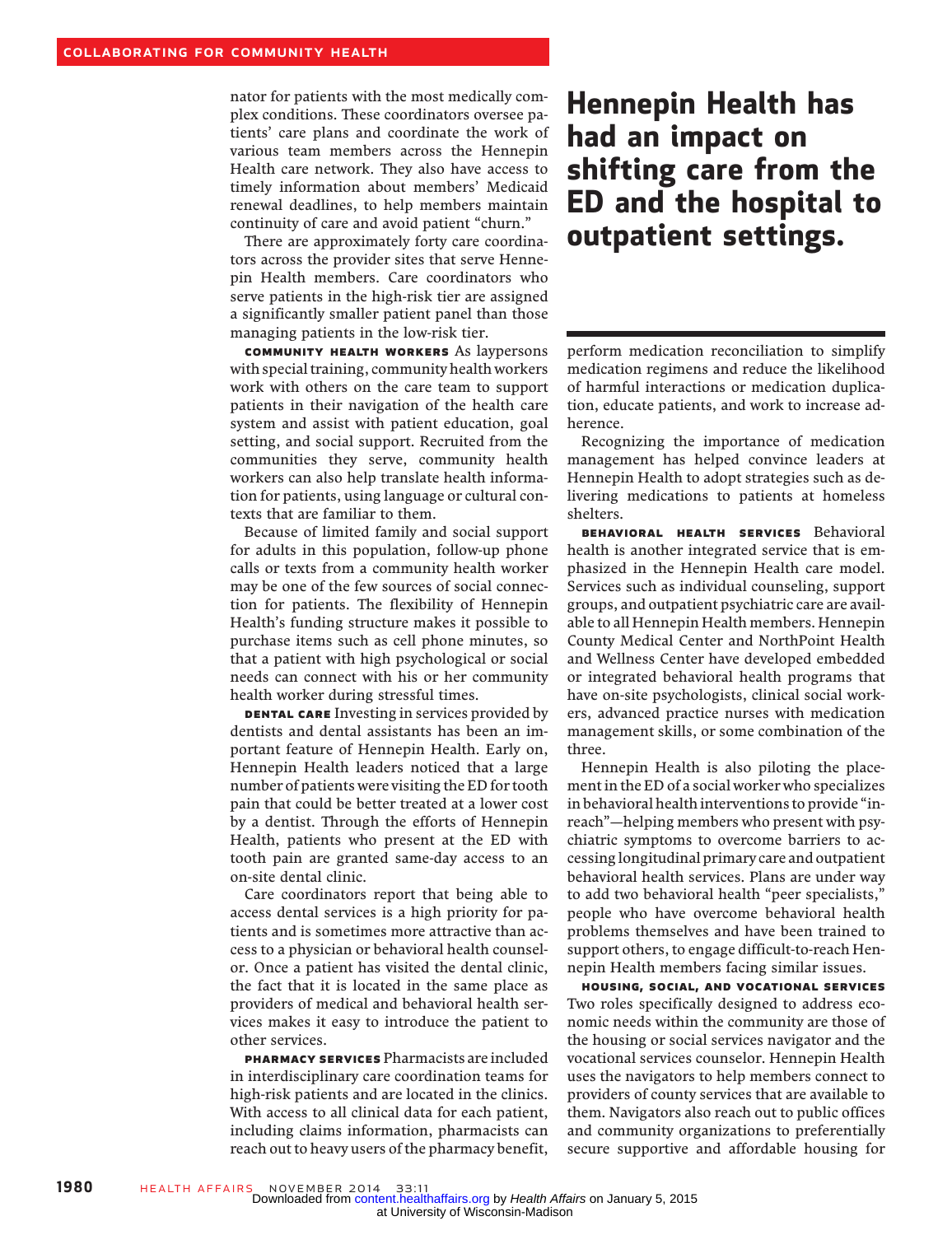nator for patients with the most medically complex conditions. These coordinators oversee patients' care plans and coordinate the work of various team members across the Hennepin Health care network. They also have access to timely information about members' Medicaid renewal deadlines, to help members maintain continuity of care and avoid patient "churn."

There are approximately forty care coordinators across the provider sites that serve Hennepin Health members. Care coordinators who serve patients in the high-risk tier are assigned a significantly smaller patient panel than those managing patients in the low-risk tier.

**COMMUNITY HEALTH WORKERS** As laypersons with special training, community health workers work with others on the care team to support patients in their navigation of the health care system and assist with patient education, goal setting, and social support. Recruited from the communities they serve, community health workers can also help translate health information for patients, using language or cultural contexts that are familiar to them.

Because of limited family and social support for adults in this population, follow-up phone calls or texts from a community health worker may be one of the few sources of social connection for patients. The flexibility of Hennepin Health's funding structure makes it possible to purchase items such as cell phone minutes, so that a patient with high psychological or social needs can connect with his or her community health worker during stressful times.

**DENTAL CARE** Investing in services provided by dentists and dental assistants has been an important feature of Hennepin Health. Early on, Hennepin Health leaders noticed that a large number of patients were visiting the ED for tooth pain that could be better treated at a lower cost by a dentist. Through the efforts of Hennepin Health, patients who present at the ED with tooth pain are granted same-day access to an on-site dental clinic.

Care coordinators report that being able to access dental services is a high priority for patients and is sometimes more attractive than access to a physician or behavioral health counselor. Once a patient has visited the dental clinic, the fact that it is located in the same place as providers of medical and behavioral health services makes it easy to introduce the patient to other services.

**PHARMACY SERVICES** Pharmacists are included in interdisciplinary care coordination teams for high-risk patients and are located in the clinics. With access to all clinical data for each patient, including claims information, pharmacists can reach out to heavy users of the pharmacy benefit, perform medication reconciliation to simplify medication regimens and reduce the likelihood of harmful interactions or medication duplication, educate patients, and work to increase adherence.

> **Hennepin Health has had an impact on shifting care from the ED and the hospital to outpatient settings.**

Recognizing the importance of medication management has helped convince leaders at Hennepin Health to adopt strategies such as delivering medications to patients at homeless shelters.

**BEHAVIORAL HEALTH SERVICES** Behavioral health is another integrated service that is emphasized in the Hennepin Health care model. Services such as individual counseling, support groups, and outpatient psychiatric care are available to all Hennepin Health members. Hennepin County Medical Center and NorthPoint Health and Wellness Center have developed embedded or integrated behavioral health programs that have on-site psychologists, clinical social workers, advanced practice nurses with medication management skills, or some combination of the three.

Hennepin Health is also piloting the placement in the ED of a social worker who specializes in behavioral health interventions to provide "in-reach"—helping members who present with psychiatric symptoms to overcome barriers to accessing longitudinal primary care and outpatient behavioral health services. Plans are under way to add two behavioral health "peer specialists," people who have overcome behavioral health problems themselves and have been trained to support others, to engage difficult-to-reach Hennepin Health members facing similar issues.

**HOUSING, SOCIAL, AND VOCATIONAL SERVICES** Two roles specifically designed to address economic needs within the community are those of the housing or social services navigator and the vocational services counselor. Hennepin Health uses the navigators to help members connect to providers of county services that are available to them. Navigators also reach out to public offices and community organizations to preferentially secure supportive and affordable housing for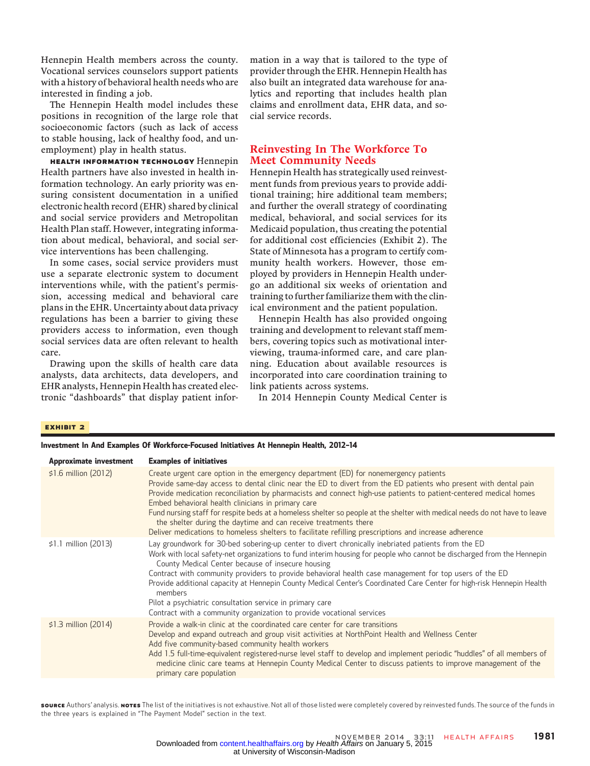Hennepin Health members across the county. Vocational services counselors support patients with a history of behavioral health needs who are interested in finding a job.

The Hennepin Health model includes these positions in recognition of the large role that socioeconomic factors (such as lack of access to stable housing, lack of healthy food, and unemployment) play in health status.

**HEALTH INFORMATION TECHNOLOGY** Hennepin Health partners have also invested in health information technology. An early priority was ensuring consistent documentation in a unified electronic health record (EHR) shared by clinical and social service providers and Metropolitan Health Plan staff. However, integrating information about medical, behavioral, and social service interventions has been challenging.

In some cases, social service providers must use a separate electronic system to document interventions while, with the patient's permission, accessing medical and behavioral care plans in the EHR. Uncertainty about data privacy regulations has been a barrier to giving these providers access to information, even though social services data are often relevant to health care.

Drawing upon the skills of health care data analysts, data architects, data developers, and EHR analysts, Hennepin Health has created electronic "dashboards" that display patient information in a way that is tailored to the type of provider through the EHR. Hennepin Health has also built an integrated data warehouse for analytics and reporting that includes health plan claims and enrollment data, EHR data, and social service records.

## Reinvesting In The Workforce To Meet Community Needs

Hennepin Health has strategically used reinvestment funds from previous years to provide additional training; hire additional team members; and further the overall strategy of coordinating medical, behavioral, and social services for its Medicaid population, thus creating the potential for additional cost efficiencies (Exhibit 2). The State of Minnesota has a program to certify community health workers. However, those employed by providers in Hennepin Health undergo an additional six weeks of orientation and training to further familiarize them with the clinical environment and the patient population.

Hennepin Health has also provided ongoing training and development to relevant staff members, covering topics such as motivational interviewing, trauma-informed care, and care planning. Education about available resources is incorporated into care coordination training to link patients across systems.

In 2014 Hennepin County Medical Center is

**EXHIBIT 2**

**Investment In And Examples Of Workforce-Focused Initiatives At Hennepin Health, 2012–14**

| Approximate investment | Examples of initiatives |
|---|---|
| \$1.6 million (2012) | Create urgent care option in the emergency department (ED) for nonemergency patients<br>Provide same-day access to dental clinic near the ED to divert from the ED patients who present with dental pain<br>Provide medication reconciliation by pharmacists and connect high-use patients to patient-centered medical homes<br>Embed behavioral health clinicians in primary care<br>Fund nursing staff for respite beds at a homeless shelter so people at the shelter with medical needs do not have to leave the shelter during the daytime and can receive treatments there<br>Deliver medications to homeless shelters to facilitate refilling prescriptions and increase adherence |
| \$1.1 million (2013) | Lay groundwork for 30-bed sobering-up center to divert chronically inebriated patients from the ED<br>Work with local safety-net organizations to fund interim housing for people who cannot be discharged from the Hennepin County Medical Center because of insecure housing<br>Contract with community providers to provide behavioral health case management for top users of the ED<br>Provide additional capacity at Hennepin County Medical Center's Coordinated Care Center for high-risk Hennepin Health members<br>Pilot a psychiatric consultation service in primary care<br>Contract with a community organization to provide vocational services |
| \$1.3 million (2014) | Provide a walk-in clinic at the coordinated care center for care transitions<br>Develop and expand outreach and group visit activities at NorthPoint Health and Wellness Center<br>Add five community-based community health workers<br>Add 1.5 full-time-equivalent registered-nurse level staff to develop and implement periodic "huddles" of all members of medicine clinic care teams at Hennepin County Medical Center to discuss patients to improve management of the primary care population |

**SOURCE** Authors' analysis. **NOTES** The list of the initiatives is not exhaustive. Not all of those listed were completely covered by reinvested funds. The source of the funds in the three years is explained in "The Payment Model" section in the text.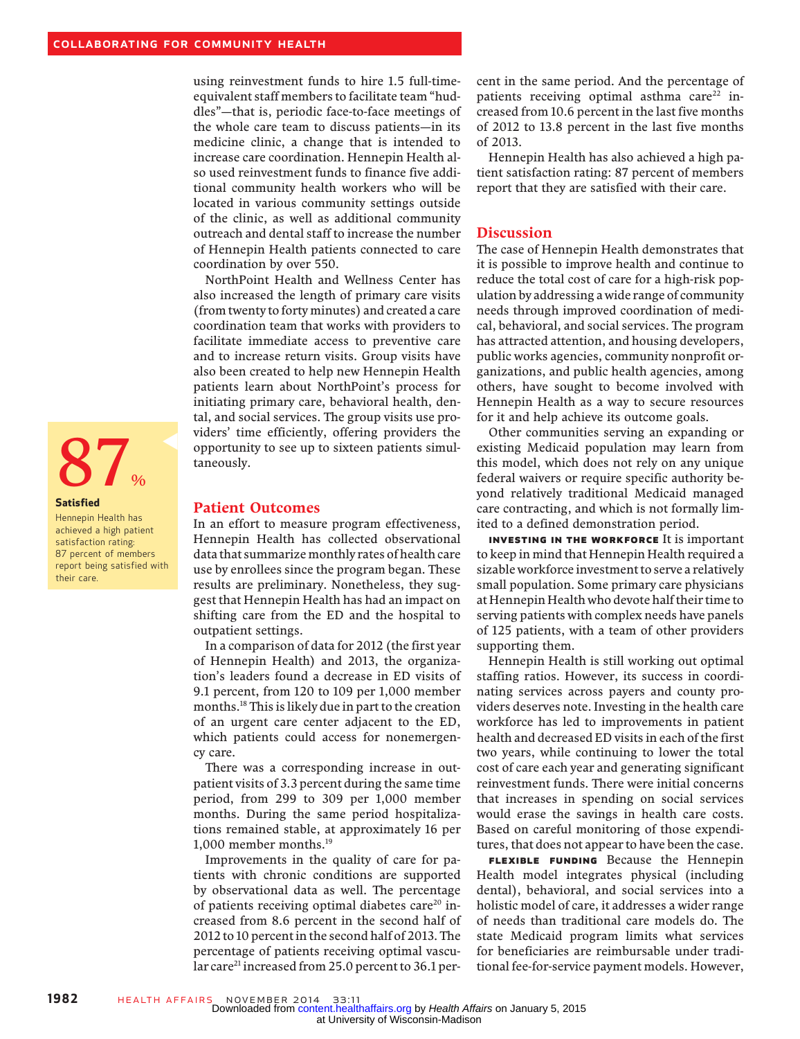using reinvestment funds to hire 1.5 full-time-equivalent staff members to facilitate team "huddles"—that is, periodic face-to-face meetings of the whole care team to discuss patients—in its medicine clinic, a change that is intended to increase care coordination. Hennepin Health also used reinvestment funds to finance five additional community health workers who will be located in various community settings outside of the clinic, as well as additional community outreach and dental staff to increase the number of Hennepin Health patients connected to care coordination by over 550.

NorthPoint Health and Wellness Center has also increased the length of primary care visits (from twenty to forty minutes) and created a care coordination team that works with providers to facilitate immediate access to preventive care and to increase return visits. Group visits have also been created to help new Hennepin Health patients learn about NorthPoint's process for initiating primary care, behavioral health, dental, and social services. The group visits use providers' time efficiently, offering providers the opportunity to see up to sixteen patients simultaneously.

**87%**

**Satisfied**

Hennepin Health has achieved a high patient satisfaction rating: 87 percent of members report being satisfied with their care.

## Patient Outcomes

In an effort to measure program effectiveness, Hennepin Health has collected observational data that summarize monthly rates of health care use by enrollees since the program began. These results are preliminary. Nonetheless, they suggest that Hennepin Health has had an impact on shifting care from the ED and the hospital to outpatient settings.

In a comparison of data for 2012 (the first year of Hennepin Health) and 2013, the organization's leaders found a decrease in ED visits of 9.1 percent, from 120 to 109 per 1,000 member months.[18] This is likely due in part to the creation of an urgent care center adjacent to the ED, which patients could access for nonemergency care.

There was a corresponding increase in outpatient visits of 3.3 percent during the same time period, from 299 to 309 per 1,000 member months. During the same period hospitalizations remained stable, at approximately 16 per 1,000 member months.[19]

Improvements in the quality of care for patients with chronic conditions are supported by observational data as well. The percentage of patients receiving optimal diabetes care[20] increased from 8.6 percent in the second half of 2012 to 10 percent in the second half of 2013. The percentage of patients receiving optimal vascular care[21] increased from 25.0 percent to 36.1 percent in the same period. And the percentage of patients receiving optimal asthma care[22] increased from 10.6 percent in the last five months of 2012 to 13.8 percent in the last five months of 2013.

Hennepin Health has also achieved a high patient satisfaction rating: 87 percent of members report that they are satisfied with their care.

## Discussion

The case of Hennepin Health demonstrates that it is possible to improve health and continue to reduce the total cost of care for a high-risk population by addressing a wide range of community needs through improved coordination of medical, behavioral, and social services. The program has attracted attention, and housing developers, public works agencies, community nonprofit organizations, and public health agencies, among others, have sought to become involved with Hennepin Health as a way to secure resources for it and help achieve its outcome goals.

Other communities serving an expanding or existing Medicaid population may learn from this model, which does not rely on any unique federal waivers or require specific authority beyond relatively traditional Medicaid managed care contracting, and which is not formally limited to a defined demonstration period.

**Investing in the Workforce** It is important to keep in mind that Hennepin Health required a sizable workforce investment to serve a relatively small population. Some primary care physicians at Hennepin Health who devote half their time to serving patients with complex needs have panels of 125 patients, with a team of other providers supporting them.

Hennepin Health is still working out optimal staffing ratios. However, its success in coordinating services across payers and county providers deserves note. Investing in the health care workforce has led to improvements in patient health and decreased ED visits in each of the first two years, while continuing to lower the total cost of care each year and generating significant reinvestment funds. There were initial concerns that increases in spending on social services would erase the savings in health care costs. Based on careful monitoring of those expenditures, that does not appear to have been the case.

**Flexible Funding** Because the Hennepin Health model integrates physical (including dental), behavioral, and social services into a holistic model of care, it addresses a wider range of needs than traditional care models do. The state Medicaid program limits what services for beneficiaries are reimbursable under traditional fee-for-service payment models. However,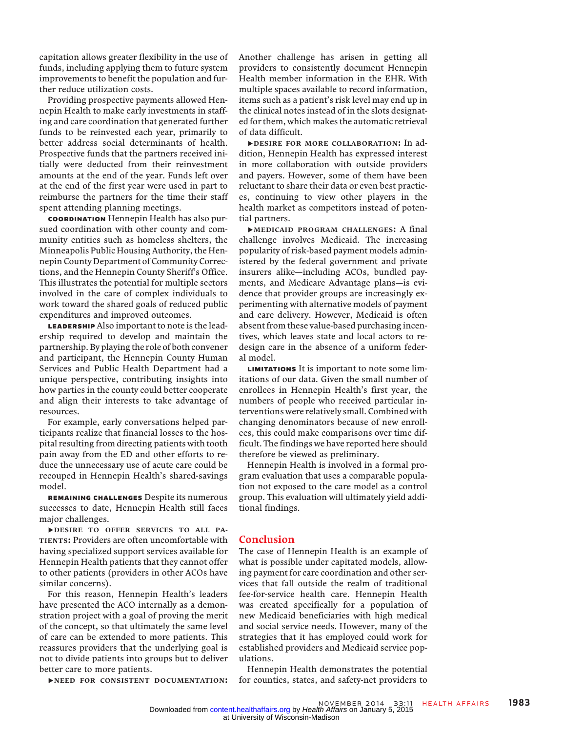capitation allows greater flexibility in the use of funds, including applying them to future system improvements to benefit the population and further reduce utilization costs.

Providing prospective payments allowed Hennepin Health to make early investments in staffing and care coordination that generated further funds to be reinvested each year, primarily to better address social determinants of health. Prospective funds that the partners received initially were deducted from their reinvestment amounts at the end of the year. Funds left over at the end of the first year were used in part to reimburse the partners for the time their staff spent attending planning meetings.

**COORDINATION** Hennepin Health has also pursued coordination with other county and community entities such as homeless shelters, the Minneapolis Public Housing Authority, the Hennepin County Department of Community Corrections, and the Hennepin County Sheriff's Office. This illustrates the potential for multiple sectors involved in the care of complex individuals to work toward the shared goals of reduced public expenditures and improved outcomes.

**LEADERSHIP** Also important to note is the leadership required to develop and maintain the partnership. By playing the role of both convener and participant, the Hennepin County Human Services and Public Health Department had a unique perspective, contributing insights into how parties in the county could better cooperate and align their interests to take advantage of resources.

For example, early conversations helped participants realize that financial losses to the hospital resulting from directing patients with tooth pain away from the ED and other efforts to reduce the unnecessary use of acute care could be recouped in Hennepin Health's shared-savings model.

**REMAINING CHALLENGES** Despite its numerous successes to date, Hennepin Health still faces major challenges.

▶**DESIRE TO OFFER SERVICES TO ALL PATIENTS:** Providers are often uncomfortable with having specialized support services available for Hennepin Health patients that they cannot offer to other patients (providers in other ACOs have similar concerns).

For this reason, Hennepin Health's leaders have presented the ACO internally as a demonstration project with a goal of proving the merit of the concept, so that ultimately the same level of care can be extended to more patients. This reassures providers that the underlying goal is not to divide patients into groups but to deliver better care to more patients.

▶**NEED FOR CONSISTENT DOCUMENTATION:** Another challenge has arisen in getting all providers to consistently document Hennepin Health member information in the EHR. With multiple spaces available to record information, items such as a patient's risk level may end up in the clinical notes instead of in the slots designated for them, which makes the automatic retrieval of data difficult.

▶**DESIRE FOR MORE COLLABORATION:** In addition, Hennepin Health has expressed interest in more collaboration with outside providers and payers. However, some of them have been reluctant to share their data or even best practices, continuing to view other players in the health market as competitors instead of potential partners.

▶**MEDICAID PROGRAM CHALLENGES:** A final challenge involves Medicaid. The increasing popularity of risk-based payment models administered by the federal government and private insurers alike—including ACOs, bundled payments, and Medicare Advantage plans—is evidence that provider groups are increasingly experimenting with alternative models of payment and care delivery. However, Medicaid is often absent from these value-based purchasing incentives, which leaves state and local actors to redesign care in the absence of a uniform federal model.

**LIMITATIONS** It is important to note some limitations of our data. Given the small number of enrollees in Hennepin Health's first year, the numbers of people who received particular interventions were relatively small. Combined with changing denominators because of new enrollees, this could make comparisons over time difficult. The findings we have reported here should therefore be viewed as preliminary.

Hennepin Health is involved in a formal program evaluation that uses a comparable population not exposed to the care model as a control group. This evaluation will ultimately yield additional findings.

## Conclusion

The case of Hennepin Health is an example of what is possible under capitated models, allowing payment for care coordination and other services that fall outside the realm of traditional fee-for-service health care. Hennepin Health was created specifically for a population of new Medicaid beneficiaries with high medical and social service needs. However, many of the strategies that it has employed could work for established providers and Medicaid service populations.

Hennepin Health demonstrates the potential for counties, states, and safety-net providers to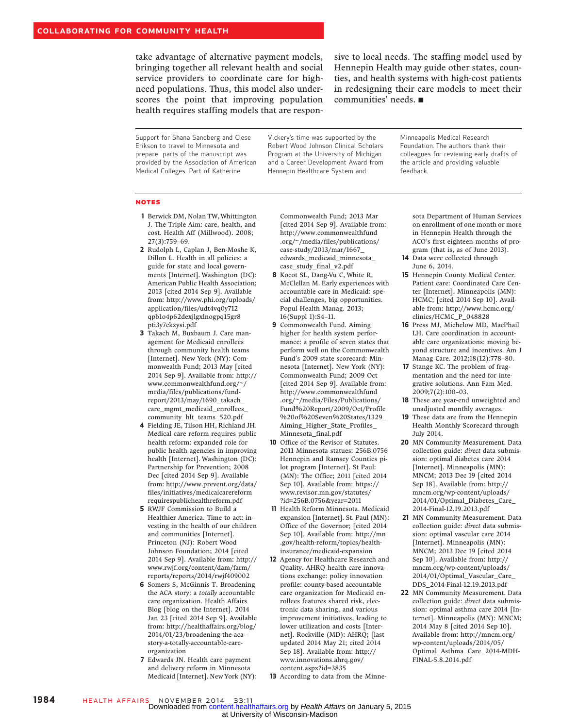take advantage of alternative payment models, bringing together all relevant health and social service providers to coordinate care for high-need populations. Thus, this model also underscores the point that improving population health requires staffing models that are responsive to local needs. The staffing model used by Hennepin Health may guide other states, counties, and health systems with high-cost patients in redesigning their care models to meet their communities' needs. ■

Support for Shana Sandberg and Clese Erikson to travel to Minnesota and prepare parts of the manuscript was provided by the Association of American Medical Colleges. Part of Katherine Vickery's time was supported by the Robert Wood Johnson Clinical Scholars Program at the University of Michigan and a Career Development Award from Hennepin Healthcare System and Minneapolis Medical Research Foundation. The authors thank their colleagues for reviewing early drafts of the article and providing valuable feedback.

## NOTES

1. Berwick DM, Nolan TW, Whittington J. The Triple Aim: care, health, and cost. Health Aff (Millwood). 2008; 27(3):759–69.
2. Rudolph L, Caplan J, Ben-Moshe K, Dillon L. Health in all policies: a guide for state and local governments [Internet]. Washington (DC): American Public Health Association; 2013 [cited 2014 Sep 9]. Available from: http://www.phi.org/uploads/application/files/udt4vq0y712qpb1o4p62dexjlgxlnogpq15gr8pti3y7ckzysi.pdf
3. Takach M, Buxbaum J. Care management for Medicaid enrollees through community health teams [Internet]. New York (NY): Commonwealth Fund; 2013 May [cited 2014 Sep 9]. Available from: http://www.commonwealthfund.org/~/media/files/publications/fund-report/2013/may/1690_takach_care_mgmt_medicaid_enrollees_community_hlt_teams_520.pdf
4. Fielding JE, Tilson HH, Richland JH. Medical care reform requires public health reform: expanded role for public health agencies in improving health [Internet]. Washington (DC): Partnership for Prevention; 2008 Dec [cited 2014 Sep 9]. Available from: http://www.prevent.org/data/files/initiatives/medicalcarereformrequirespublichealthreform.pdf
5. RWJF Commission to Build a Healthier America. Time to act: investing in the health of our children and communities [Internet]. Princeton (NJ): Robert Wood Johnson Foundation; 2014 [cited 2014 Sep 9]. Available from: http://www.rwjf.org/content/dam/farm/reports/reports/2014/rwjf409002
6. Somers S, McGinnis T. Broadening the ACA story: a *totally* accountable care organization. Health Affairs Blog [blog on the Internet]. 2014 Jan 23 [cited 2014 Sep 9]. Available from: http://healthaffairs.org/blog/2014/01/23/broadening-the-aca-story-a-totally-accountable-care-organization
7. Edwards JN. Health care payment and delivery reform in Minnesota Medicaid [Internet]. New York (NY): Commonwealth Fund; 2013 Mar [cited 2014 Sep 9]. Available from: http://www.commonwealthfund.org/~/media/files/publications/case-study/2013/mar/1667_edwards_medicaid_minnesota_case_study_final_v2.pdf
8. Kocot SL, Dang-Vu C, White R, McClellan M. Early experiences with accountable care in Medicaid: special challenges, big opportunities. Popul Health Manag. 2013; 16(Suppl 1):S4–11.
9. Commonwealth Fund. Aiming higher for health system performance: a profile of seven states that perform well on the Commonwealth Fund's 2009 state scorecard: Minnesota [Internet]. New York (NY): Commonwealth Fund; 2009 Oct [cited 2014 Sep 9]. Available from: http://www.commonwealthfund.org/~/media/Files/Publications/Fund%20Report/2009/Oct/Profile%20of%20Seven%20States/1329_Aiming_Higher_State_Profiles_Minnesota_final.pdf
10. Office of the Revisor of Statutes. 2011 Minnesota statues: 256B.0756 Hennepin and Ramsey Counties pilot program [Internet]. St Paul (MN): The Office; 2011 [cited 2014 Sep 10]. Available from: https://www.revisor.mn.gov/statutes/?id=256B.0756&year=2011
11. Health Reform Minnesota. Medicaid expansion [Internet]. St. Paul (MN): Office of the Governor; [cited 2014 Sep 10]. Available from: http://mn.gov/health-reform/topics/health-insurance/medicaid-expansion
12. Agency for Healthcare Research and Quality. AHRQ health care innovations exchange: policy innovation profile: county-based accountable care organization for Medicaid enrollees features shared risk, electronic data sharing, and various improvement initiatives, leading to lower utilization and costs [Internet]. Rockville (MD): AHRQ; [last updated 2014 May 21; cited 2014 Sep 18]. Available from: http://www.innovations.ahrq.gov/content.aspx?id=3835
13. According to data from the Minnesota Department of Human Services on enrollment of one month or more in Hennepin Health through the ACO's first eighteen months of program (that is, as of June 2013).
14. Data were collected through June 6, 2014.
15. Hennepin County Medical Center. Patient care: Coordinated Care Center [Internet]. Minneapolis (MN): HCMC; [cited 2014 Sep 10]. Available from: http://www.hcmc.org/clinics/HCMC_P_048828
16. Press MJ, Michelow MD, MacPhail LH. Care coordination in accountable care organizations: moving beyond structure and incentives. Am J Manag Care. 2012;18(12):778–80.
17. Stange KC. The problem of fragmentation and the need for integrative solutions. Ann Fam Med. 2009;7(2):100–03.
18. These are year-end unweighted and unadjusted monthly averages.
19. These data are from the Hennepin Health Monthly Scorecard through July 2014.
20. MN Community Measurement. Data collection guide: *direct* data submission: optimal diabetes care 2014 [Internet]. Minneapolis (MN): MNCM; 2013 Dec 19 [cited 2014 Sep 18]. Available from: http://mncm.org/wp-content/uploads/2014/01/Optimal_Diabetes_Care_2014-Final-12.19.2013.pdf
21. MN Community Measurement. Data collection guide: *direct* data submission: optimal vascular care 2014 [Internet]. Minneapolis (MN): MNCM; 2013 Dec 19 [cited 2014 Sep 10]. Available from: http://mncm.org/wp-content/uploads/2014/01/Optimal_Vascular_Care_DDS_2014-Final-12.19.2013.pdf
22. MN Community Measurement. Data collection guide: *direct* data submission: optimal asthma care 2014 [Internet]. Minneapolis (MN): MNCM; 2014 May 8 [cited 2014 Sep 10]. Available from: http://mncm.org/wp-content/uploads/2014/05/Optimal_Asthma_Care_2014-MDH-FINAL-5.8.2014.pdf